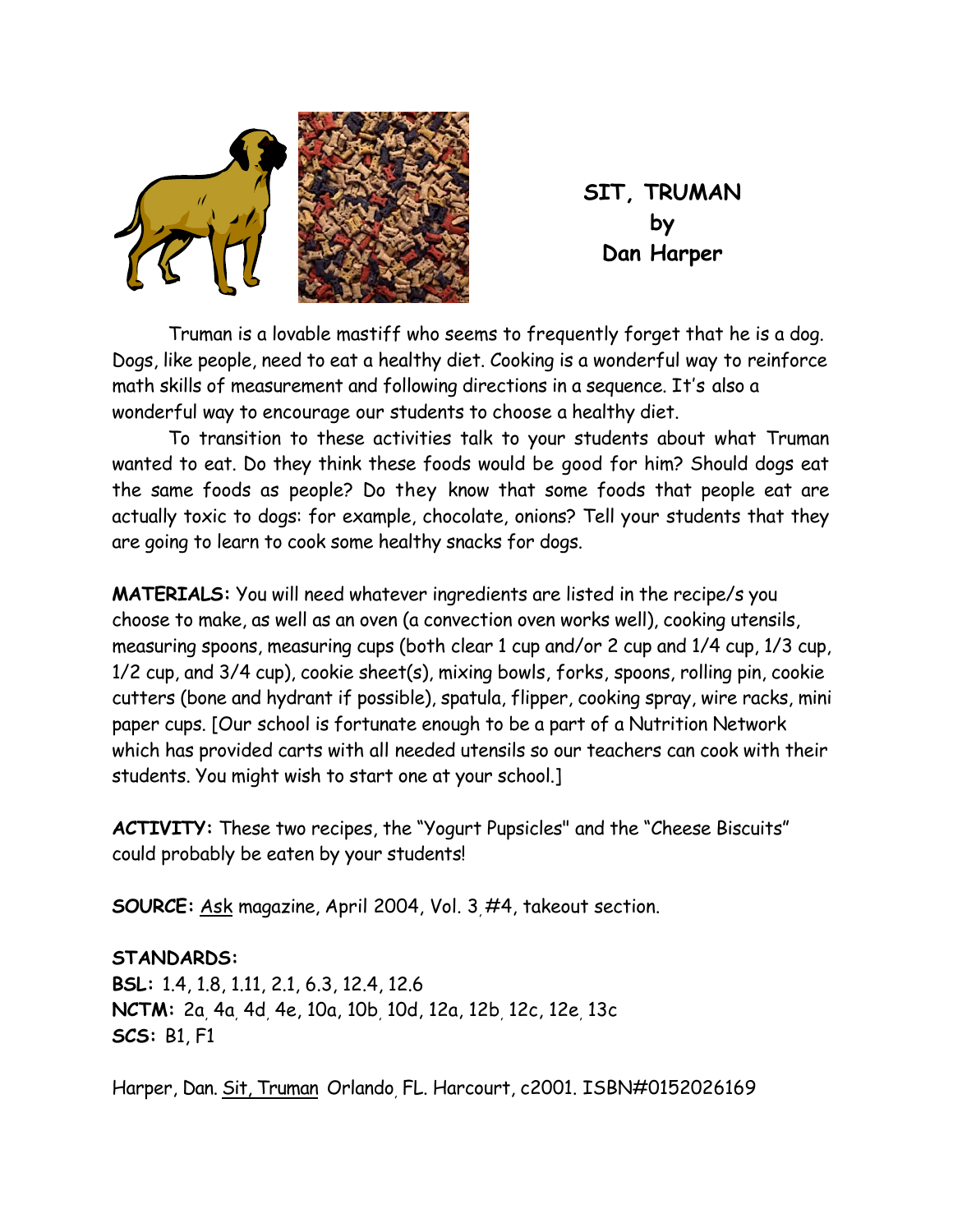# SIT, TRUMAN
## by
## Dan Harper

Truman is a lovable mastiff who seems to frequently forget that he is a dog. Dogs, like people, need to eat a healthy diet. Cooking is a wonderful way to reinforce math skills of measurement and following directions in a sequence. It's also a wonderful way to encourage our students to choose a healthy diet.

To transition to these activities talk to your students about what Truman wanted to eat. Do they think these foods would be good for him? Should dogs eat the same foods as people? Do they know that some foods that people eat are actually toxic to dogs: for example, chocolate, onions? Tell your students that they are going to learn to cook some healthy snacks for dogs.

**MATERIALS:** You will need whatever ingredients are listed in the recipe/s you choose to make, as well as an oven (a convection oven works well), cooking utensils, measuring spoons, measuring cups (both clear 1 cup and/or 2 cup and 1/4 cup, 1/3 cup, 1/2 cup, and 3/4 cup), cookie sheet(s), mixing bowls, forks, spoons, rolling pin, cookie cutters (bone and hydrant if possible), spatula, flipper, cooking spray, wire racks, mini paper cups. [Our school is fortunate enough to be a part of a Nutrition Network which has provided carts with all needed utensils so our teachers can cook with their students. You might wish to start one at your school.]

**ACTIVITY:** These two recipes, the "Yogurt Pupsicles" and the "Cheese Biscuits" could probably be eaten by your students!

**SOURCE:** Ask magazine, April 2004, Vol. 3, #4, takeout section.

**STANDARDS:**
**BSL:** 1.4, 1.8, 1.11, 2.1, 6.3, 12.4, 12.6
**NCTM:** 2a, 4a, 4d, 4e, 10a, 10b, 10d, 12a, 12b, 12c, 12e, 13c
**SCS:** B1, F1

Harper, Dan. Sit, Truman Orlando, FL. Harcourt, c2001. ISBN#0152026169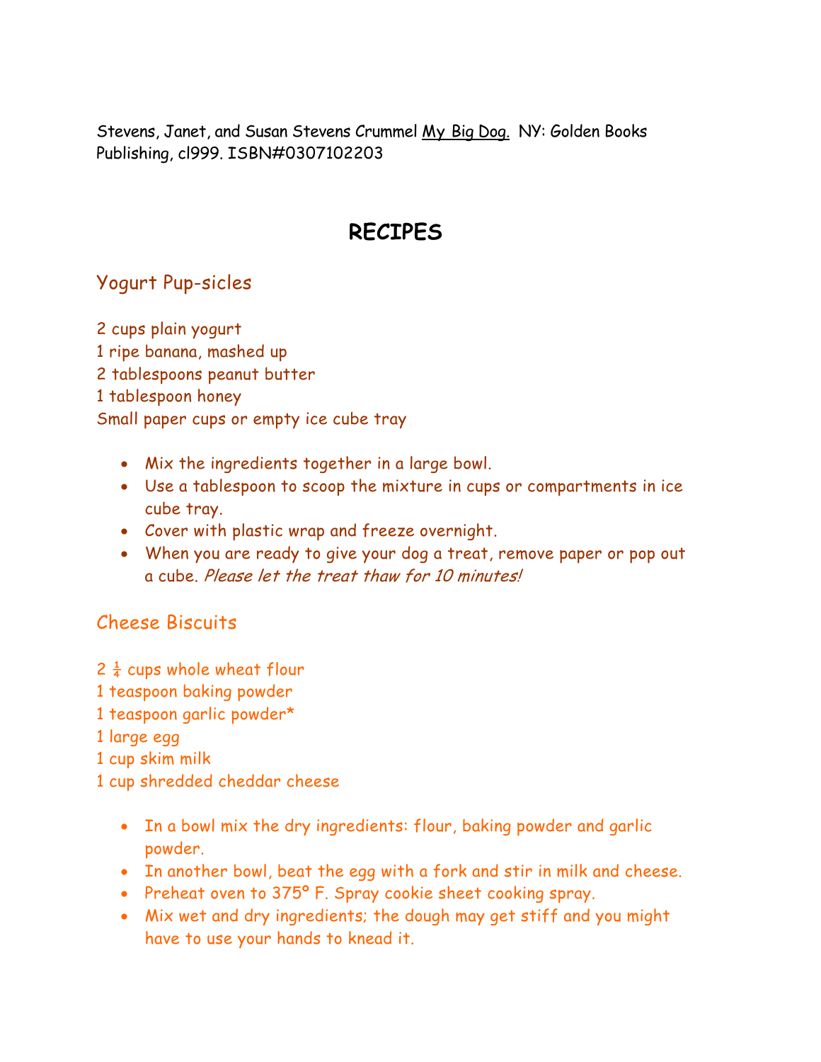Stevens, Janet, and Susan Stevens Crummel My Big Dog. NY: Golden Books Publishing, cl999. ISBN#0307102203

# RECIPES

## Yogurt Pup-sicles

2 cups plain yogurt
1 ripe banana, mashed up
2 tablespoons peanut butter
1 tablespoon honey
Small paper cups or empty ice cube tray

- Mix the ingredients together in a large bowl.
- Use a tablespoon to scoop the mixture in cups or compartments in ice cube tray.
- Cover with plastic wrap and freeze overnight.
- When you are ready to give your dog a treat, remove paper or pop out a cube. *Please let the treat thaw for 10 minutes!*

## Cheese Biscuits

2 ¼ cups whole wheat flour
1 teaspoon baking powder
1 teaspoon garlic powder*
1 large egg
1 cup skim milk
1 cup shredded cheddar cheese

- In a bowl mix the dry ingredients: flour, baking powder and garlic powder.
- In another bowl, beat the egg with a fork and stir in milk and cheese.
- Preheat oven to 375° F. Spray cookie sheet cooking spray.
- Mix wet and dry ingredients; the dough may get stiff and you might have to use your hands to knead it.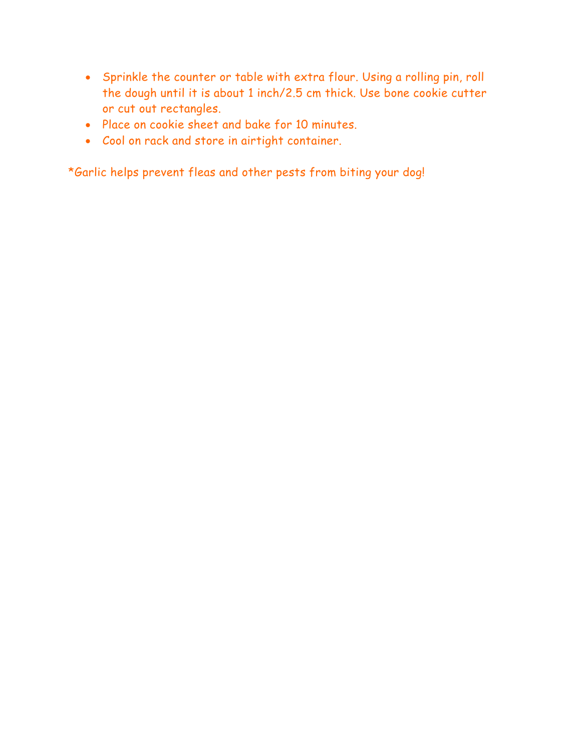- Sprinkle the counter or table with extra flour. Using a rolling pin, roll the dough until it is about 1 inch/2.5 cm thick. Use bone cookie cutter or cut out rectangles.
- Place on cookie sheet and bake for 10 minutes.
- Cool on rack and store in airtight container.

*Garlic helps prevent fleas and other pests from biting your dog!